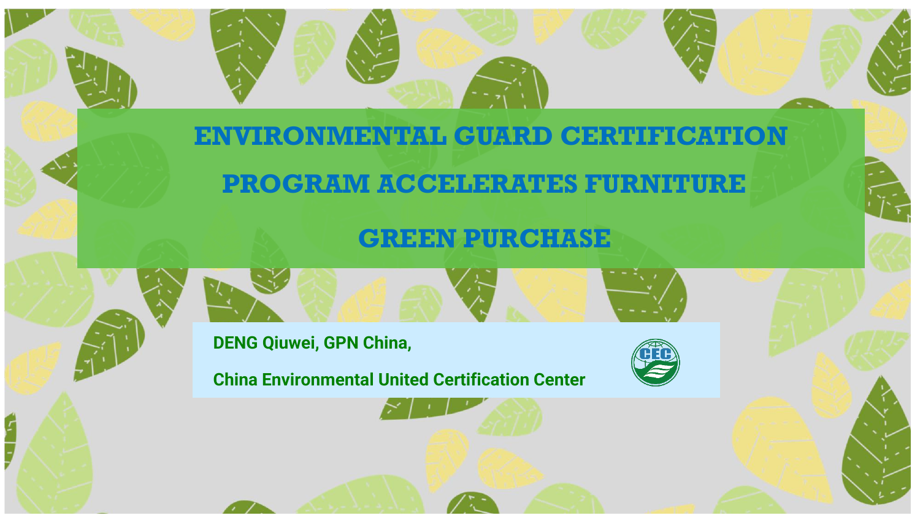# ENVIRONMENTAL GUARD CERTIFICATION PROGRAM ACCELERATES FURNITURE GREEN PURCHASE

**DENG Qiuwei, GPN China,**

**China Environmental United Certification Center**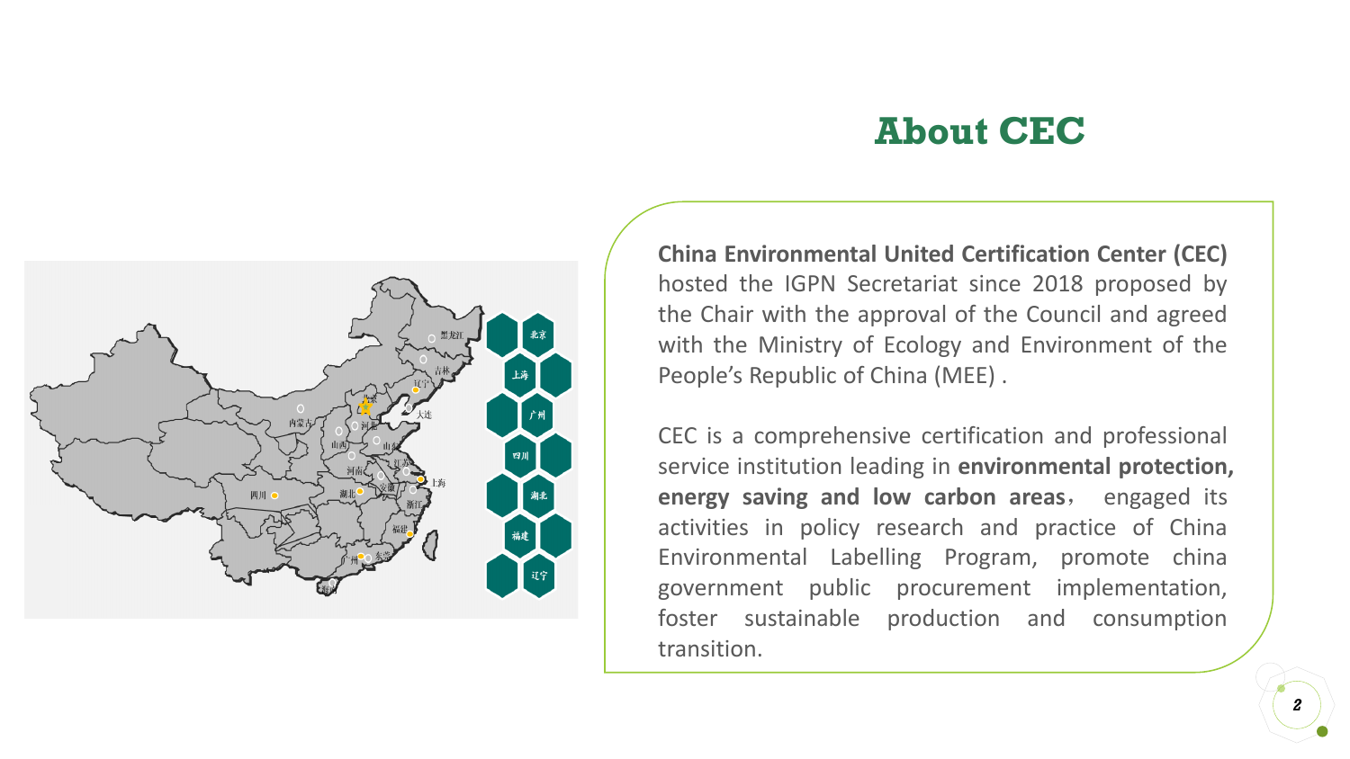# About CEC

**China Environmental United Certification Center (CEC)** hosted the IGPN Secretariat since 2018 proposed by the Chair with the approval of the Council and agreed with the Ministry of Ecology and Environment of the People’s Republic of China (MEE) .

CEC is a comprehensive certification and professional service institution leading in **environmental protection, energy saving and low carbon areas**， engaged its activities in policy research and practice of China Environmental Labelling Program, promote china government public procurement implementation, foster sustainable production and consumption transition.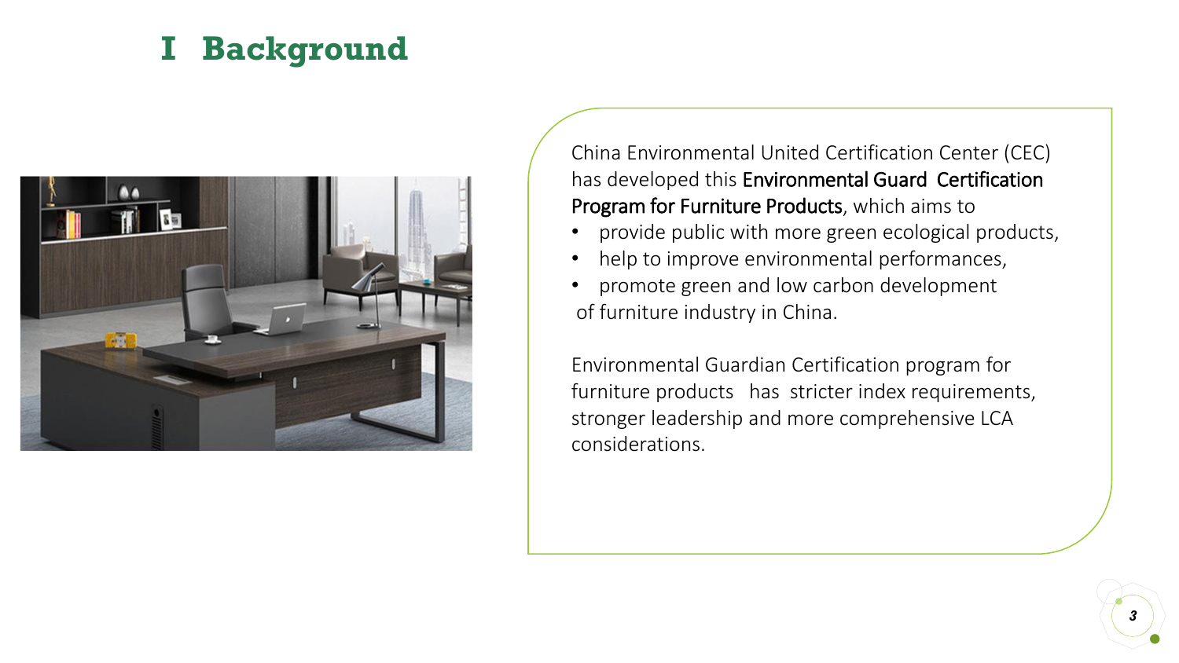# I Background

China Environmental United Certification Center (CEC) has developed this **Environmental Guard Certification Program for Furniture Products**, which aims to

- provide public with more green ecological products,
- help to improve environmental performances,
- promote green and low carbon development

of furniture industry in China.

Environmental Guardian Certification program for furniture products has stricter index requirements, stronger leadership and more comprehensive LCA considerations.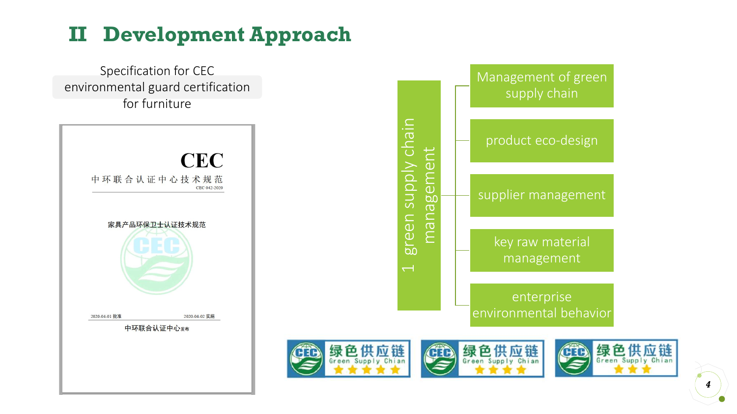# II Development Approach

Specification for CEC environmental guard certification for furniture

CEC

中环联合认证中心技术规范

CEC 042-2020

家具产品环保卫士认证技术规范

2020-04-01 批准 2020-04-02 实施

中环联合认证中心发布

1 green supply chain management

- Management of green supply chain
- product eco-design
- supplier management
- key raw material management
- enterprise environmental behavior

绿色供应链 Green Supply Chian ★★★★★

绿色供应链 Green Supply Chian ★★★★

绿色供应链 Green Supply Chian ★★★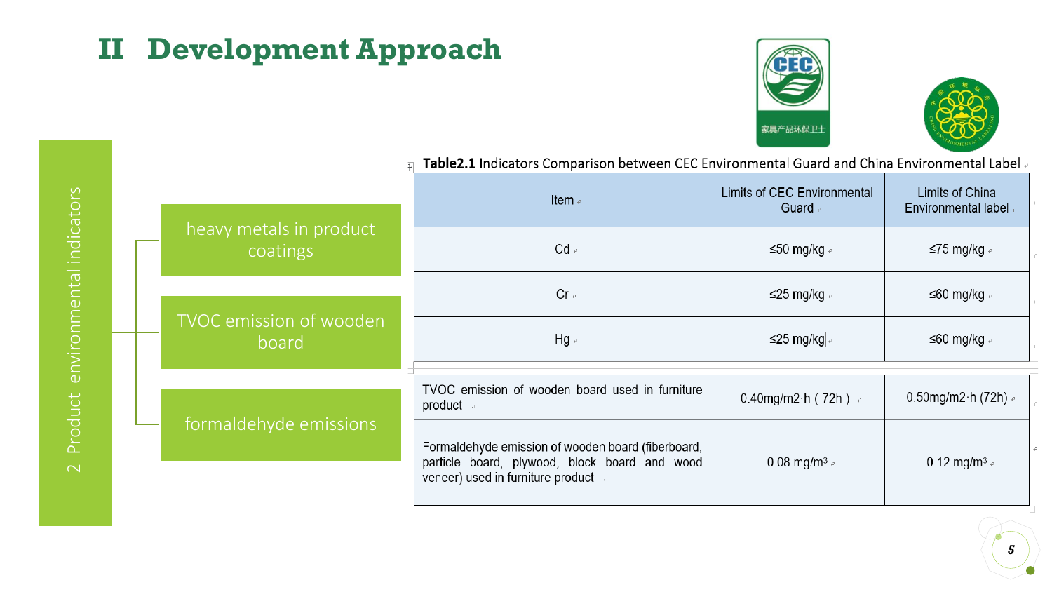# II Development Approach

**2 Product environmental indicators**

- heavy metals in product coatings
- TVOC emission of wooden board
- formaldehyde emissions

**Table2.1** Indicators Comparison between CEC Environmental Guard and China Environmental Label

| Item | Limits of CEC Environmental Guard | Limits of China Environmental label |
|---|---|---|
| Cd | ≤50 mg/kg | ≤75 mg/kg |
| Cr | ≤25 mg/kg | ≤60 mg/kg |
| Hg | ≤25 mg/kg | ≤60 mg/kg |
| TVOC emission of wooden board used in furniture product | 0.40mg/m2·h（72h） | 0.50mg/m2·h (72h) |
| Formaldehyde emission of wooden board (fiberboard, particle board, plywood, block board and wood veneer) used in furniture product | 0.08 $mg/m^3$ | 0.12 $mg/m^3$ |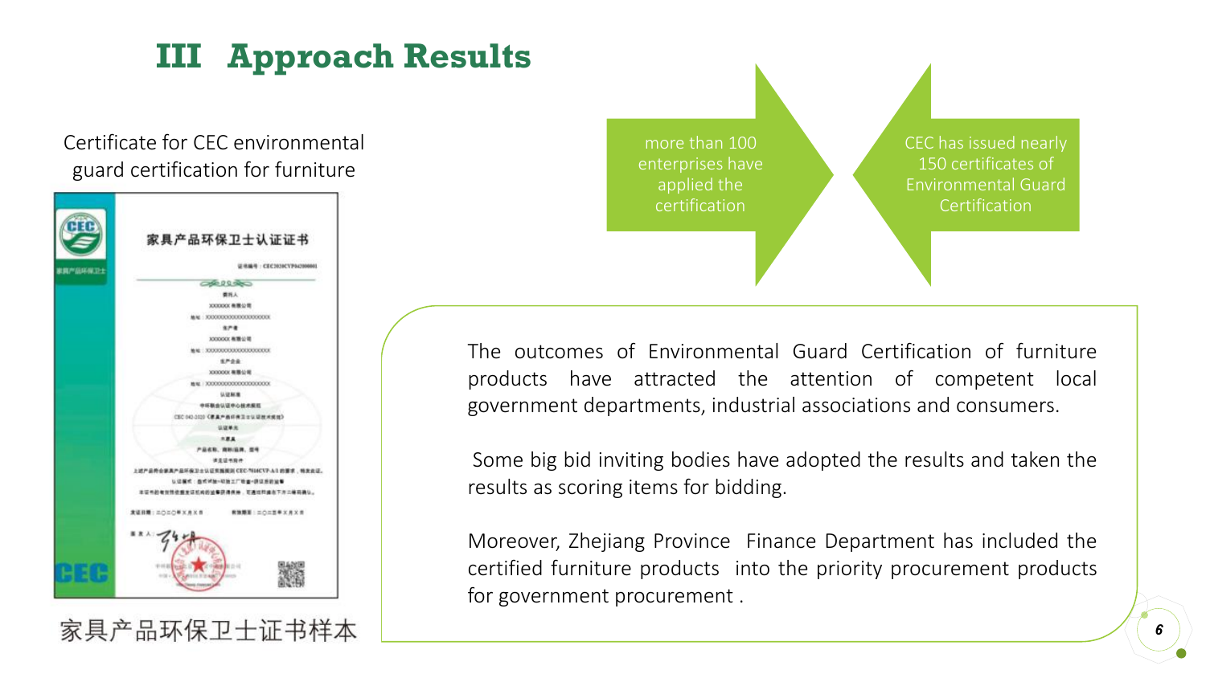# III Approach Results

Certificate for CEC environmental guard certification for furniture

家具产品环保卫士证书样本

more than 100 enterprises have applied the certification

CEC has issued nearly 150 certificates of Environmental Guard Certification

The outcomes of Environmental Guard Certification of furniture products have attracted the attention of competent local government departments, industrial associations and consumers.

Some big bid inviting bodies have adopted the results and taken the results as scoring items for bidding.

Moreover, Zhejiang Province Finance Department has included the certified furniture products into the priority procurement products for government procurement .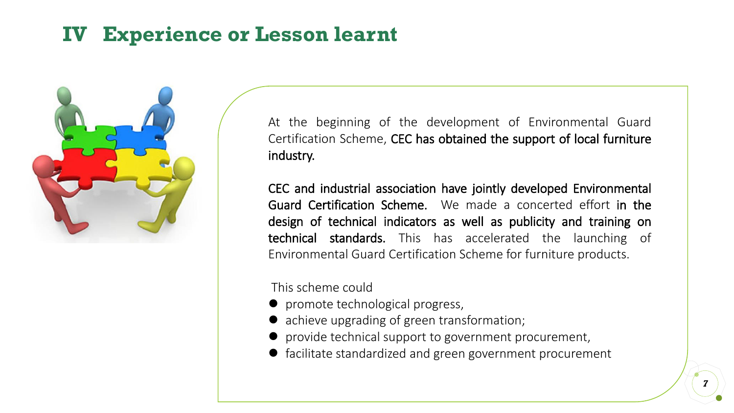# IV Experience or Lesson learnt

At the beginning of the development of Environmental Guard Certification Scheme, **CEC has obtained the support of local furniture industry.**

**CEC and industrial association have jointly developed Environmental Guard Certification Scheme.** We made a concerted effort **in the design of technical indicators as well as publicity and training on technical standards.** This has accelerated the launching of Environmental Guard Certification Scheme for furniture products.

This scheme could

- promote technological progress,
- achieve upgrading of green transformation;
- provide technical support to government procurement,
- facilitate standardized and green government procurement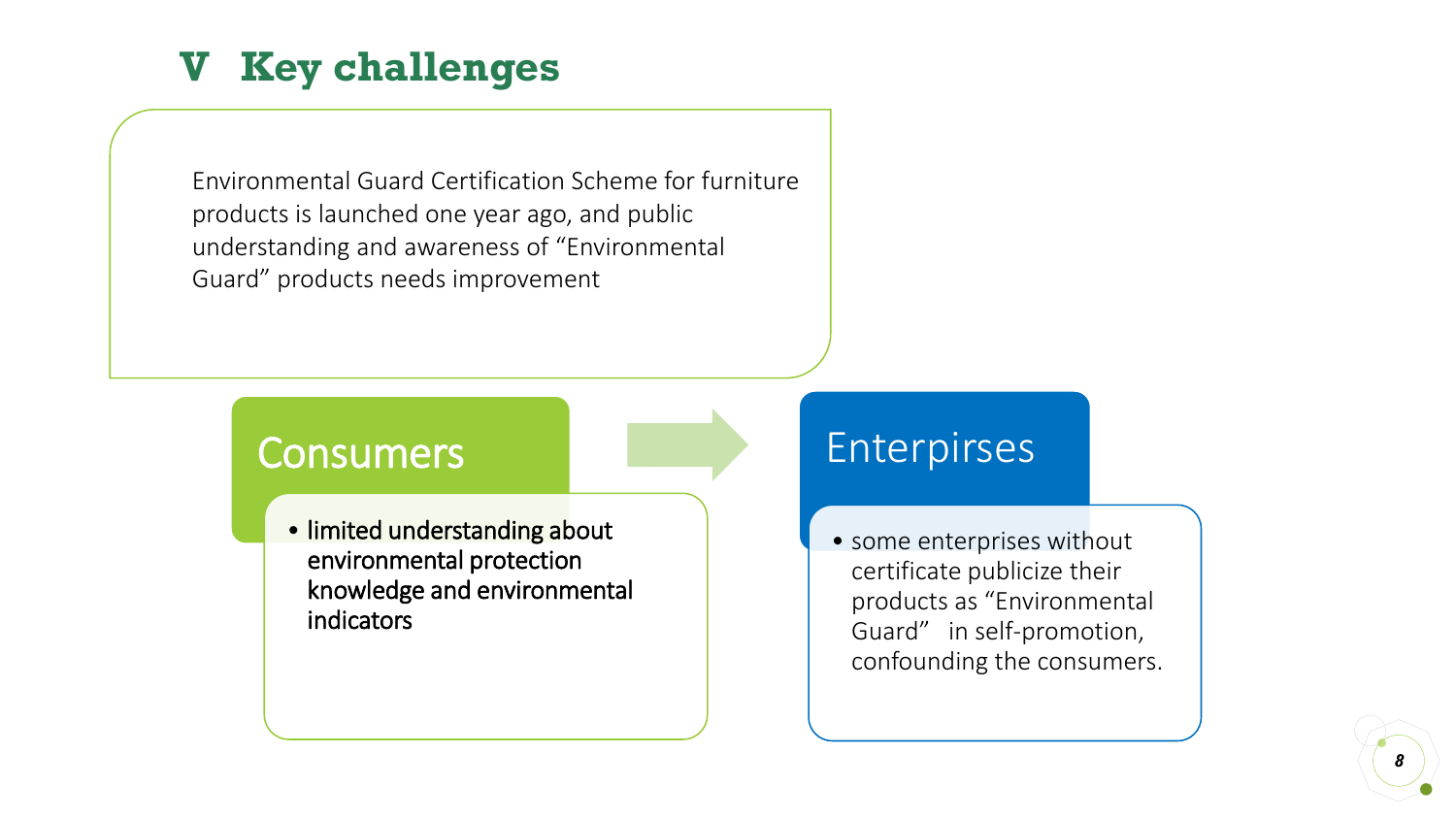# V Key challenges

Environmental Guard Certification Scheme for furniture products is launched one year ago, and public understanding and awareness of "Environmental Guard" products needs improvement

## Consumers

- limited understanding about environmental protection knowledge and environmental indicators

## Enterpirses

- some enterprises without certificate publicize their products as "Environmental Guard" in self-promotion, confounding the consumers.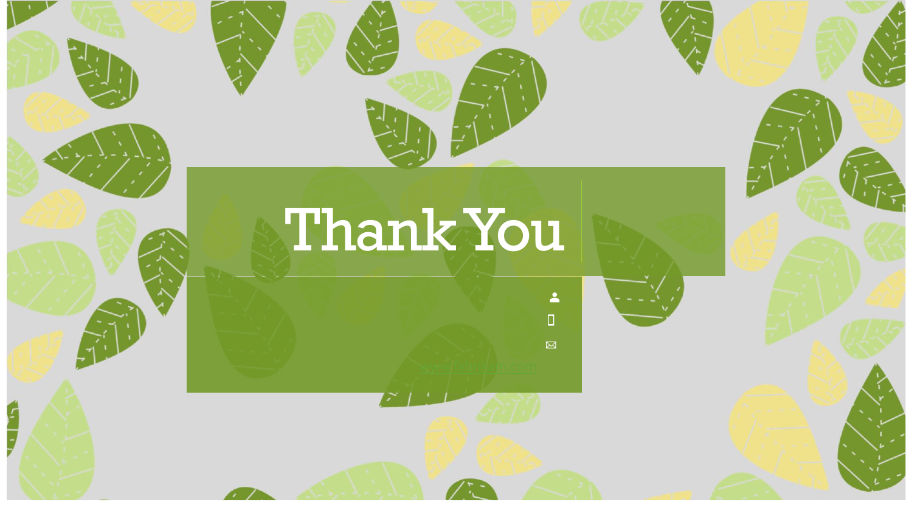# Thank You